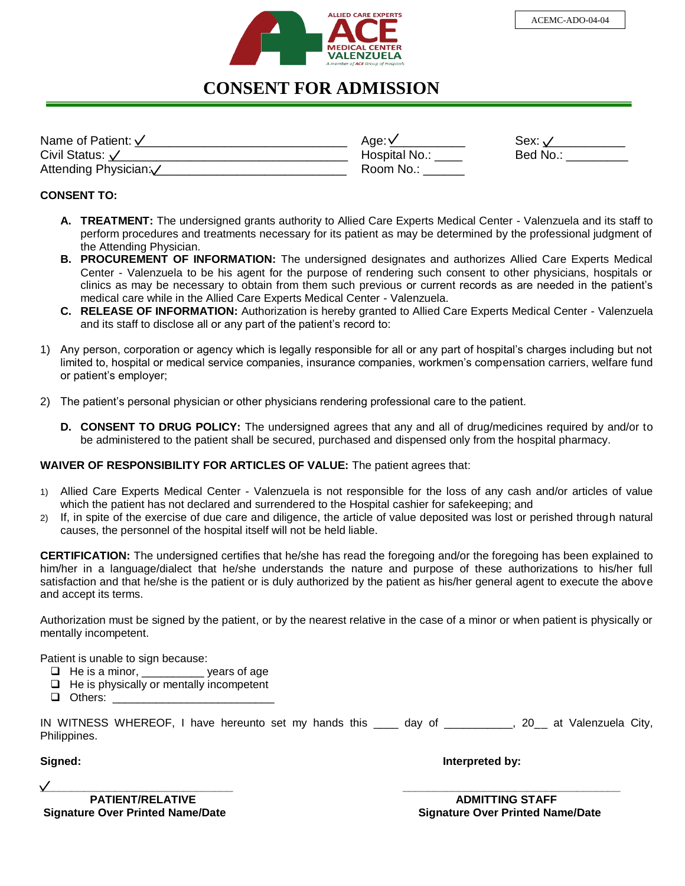ACEMC-ADO-04-04

ALLIED CARE EXPERTS
ACE
MEDICAL CENTER
VALENZUELA
A member of ACE Group of Hospitals

# CONSENT FOR ADMISSION

Name of Patient: ✓_____________________________ Age: ✓__________ Sex: ✓___________
Civil Status: ✓________________________________ Hospital No.: ____ Bed No.: _________
Attending Physician: ✓__________________________ Room No.: ______

**CONSENT TO:**

- **A. TREATMENT:** The undersigned grants authority to Allied Care Experts Medical Center - Valenzuela and its staff to perform procedures and treatments necessary for its patient as may be determined by the professional judgment of the Attending Physician.
- **B. PROCUREMENT OF INFORMATION:** The undersigned designates and authorizes Allied Care Experts Medical Center - Valenzuela to be his agent for the purpose of rendering such consent to other physicians, hospitals or clinics as may be necessary to obtain from them such previous or current records as are needed in the patient's medical care while in the Allied Care Experts Medical Center - Valenzuela.
- **C. RELEASE OF INFORMATION:** Authorization is hereby granted to Allied Care Experts Medical Center - Valenzuela and its staff to disclose all or any part of the patient's record to:

1) Any person, corporation or agency which is legally responsible for all or any part of hospital's charges including but not limited to, hospital or medical service companies, insurance companies, workmen's compensation carriers, welfare fund or patient's employer;

2) The patient's personal physician or other physicians rendering professional care to the patient.

- **D. CONSENT TO DRUG POLICY:** The undersigned agrees that any and all of drug/medicines required by and/or to be administered to the patient shall be secured, purchased and dispensed only from the hospital pharmacy.

**WAIVER OF RESPONSIBILITY FOR ARTICLES OF VALUE:** The patient agrees that:

1) Allied Care Experts Medical Center - Valenzuela is not responsible for the loss of any cash and/or articles of value which the patient has not declared and surrendered to the Hospital cashier for safekeeping; and
2) If, in spite of the exercise of due care and diligence, the article of value deposited was lost or perished through natural causes, the personnel of the hospital itself will not be held liable.

**CERTIFICATION:** The undersigned certifies that he/she has read the foregoing and/or the foregoing has been explained to him/her in a language/dialect that he/she understands the nature and purpose of these authorizations to his/her full satisfaction and that he/she is the patient or is duly authorized by the patient as his/her general agent to execute the above and accept its terms.

Authorization must be signed by the patient, or by the nearest relative in the case of a minor or when patient is physically or mentally incompetent.

Patient is unable to sign because:

- ☐ He is a minor, _________ years of age
- ☐ He is physically or mentally incompetent
- ☐ Others: ________________________

IN WITNESS WHEREOF, I have hereunto set my hands this ____ day of __________, 20__ at Valenzuela City, Philippines.

**Signed:** **Interpreted by:**

✓______________________________ ________________________________

**PATIENT/RELATIVE**
**Signature Over Printed Name/Date**

**ADMITTING STAFF**
**Signature Over Printed Name/Date**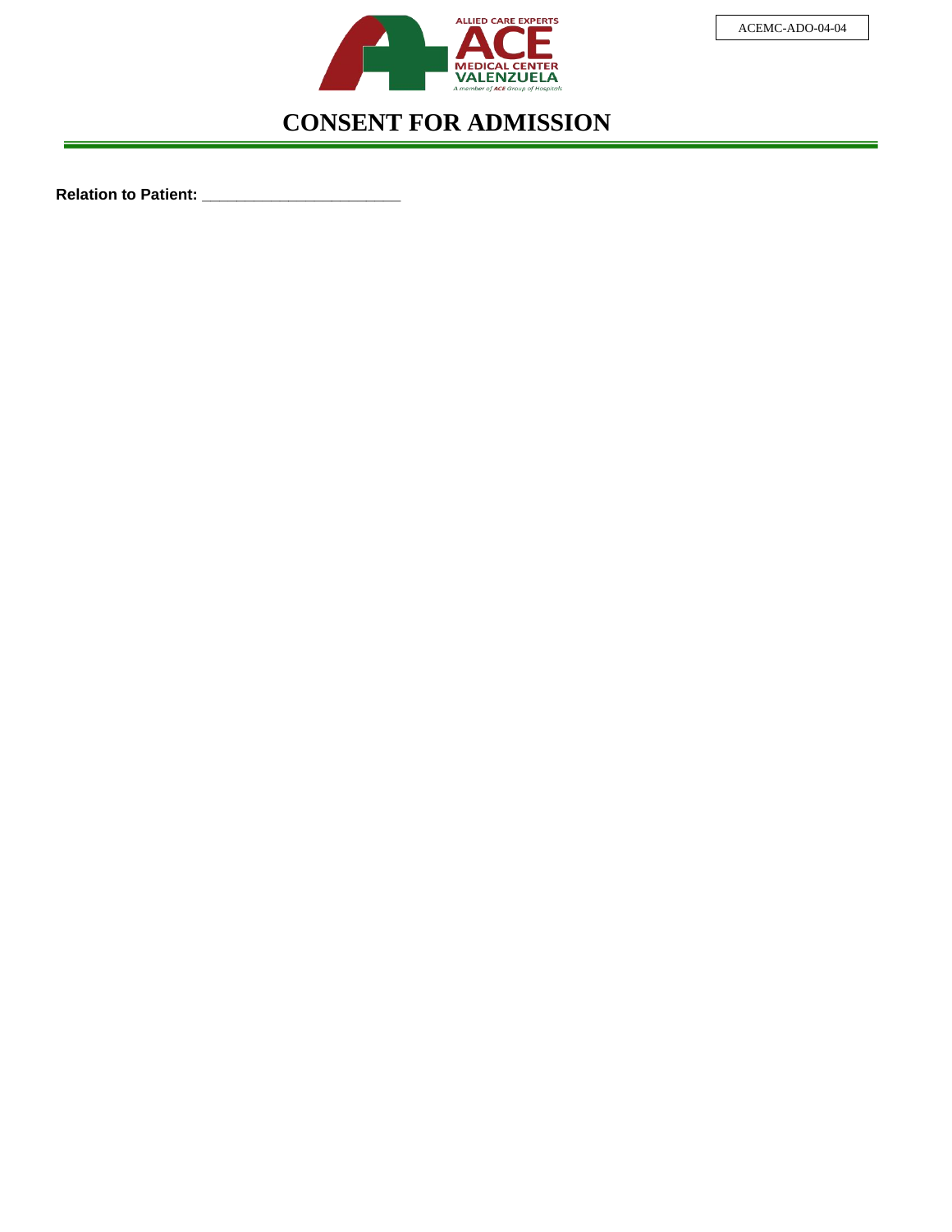ACEMC-ADO-04-04

# CONSENT FOR ADMISSION

**Relation to Patient:** ______________________